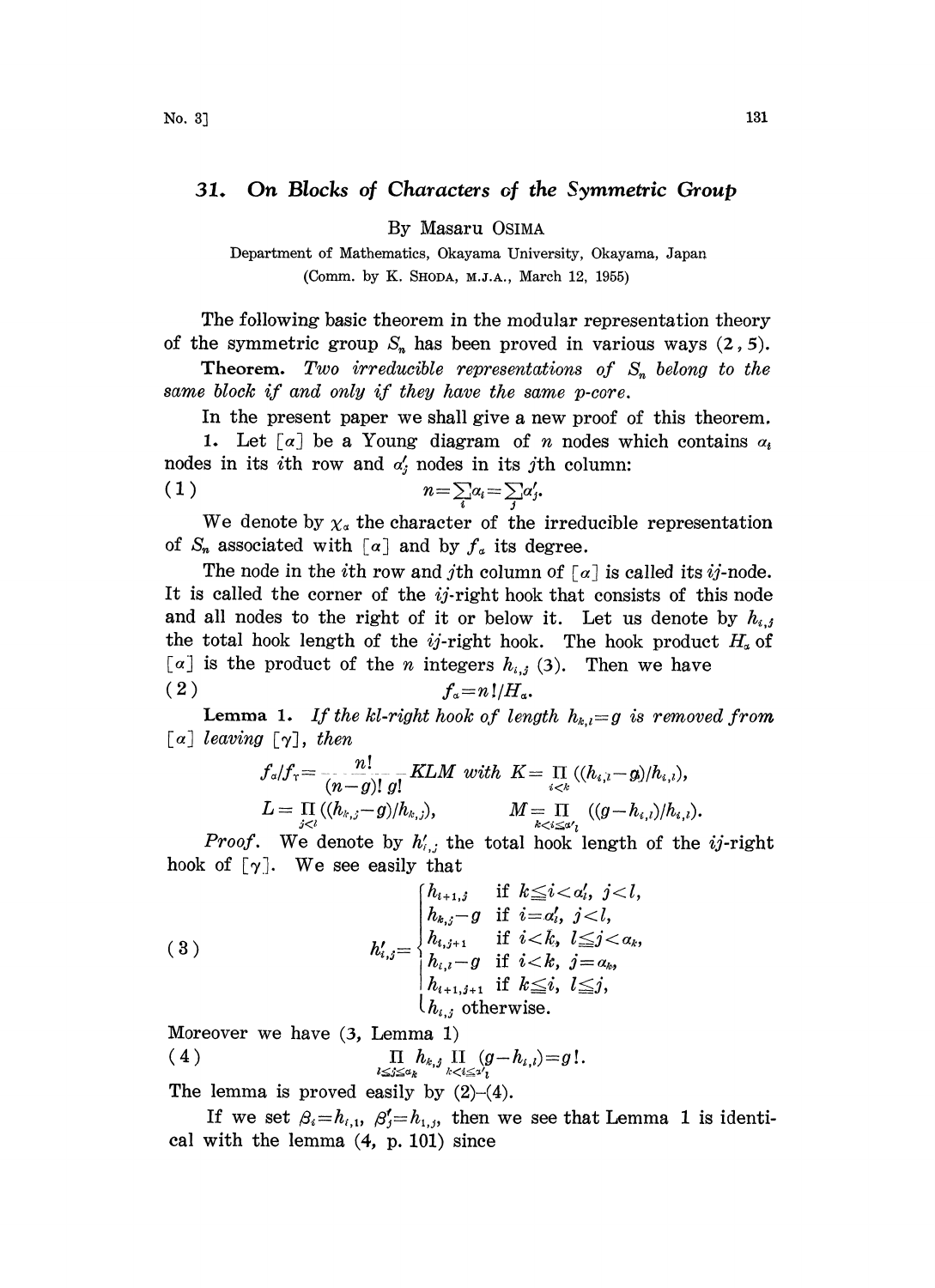# 31. On Blocks of Characters of the Symmetric Group

By Masaru OSIMA

Department of Mathematics, Okayama University, Okayama, Japan

(Comm. by K. SHODA, M.J.A., March 12, 1955)

The following basic theorem in the modular representation theory of the symmetric group $S_n$ has been proved in various ways (2, 5).

**Theorem.** *Two irreducible representations of $S_n$ belong to the same block if and only if they have the same p-core.*

In the present paper we shall give a new proof of this theorem.

1. Let $[\alpha]$ be a Young diagram of $n$ nodes which contains $\alpha_i$ nodes in its $i$th row and $\alpha'_j$ nodes in its $j$th column:

$$(1) \qquad n=\sum_i \alpha_i=\sum_j \alpha'_j.$$

We denote by $\chi_\alpha$ the character of the irreducible representation of $S_n$ associated with $[\alpha]$ and by $f_\alpha$ its degree.

The node in the $i$th row and $j$th column of $[\alpha]$ is called its $ij$-node. It is called the corner of the $ij$-right hook that consists of this node and all nodes to the right of it or below it. Let us denote by $h_{i,j}$ the total hook length of the $ij$-right hook. The hook product $H_\alpha$ of $[\alpha]$ is the product of the $n$ integers $h_{i,j}$ (3). Then we have

$$(2) \qquad f_\alpha=n!/H_\alpha.$$

**Lemma 1.** *If the kl-right hook of length $h_{k,l}=g$ is removed from $[\alpha]$ leaving $[\gamma]$, then*

$$f_\alpha/f_\gamma=\frac{n!}{(n-g)!\,g!}KLM \text{ with } K=\prod_{i<k}((h_{i,l}-g)/h_{i,l}),$$
$$L=\prod_{j<l}((h_{k,j}-g)/h_{k,j}), \qquad M=\prod_{k<i\leq\alpha'_l}((g-h_{i,l})/h_{i,l}).$$

*Proof.* We denote by $h'_{i,j}$ the total hook length of the $ij$-right hook of $[\gamma]$. We see easily that

$$(3) \qquad h'_{i,j}=\begin{cases} h_{i+1,j} & \text{if } k\leq i<\alpha'_l,\ j<l, \\ h_{k,j}-g & \text{if } i=\alpha'_l,\ j<l, \\ h_{i,j+1} & \text{if } i<k,\ l\leq j<\alpha_k, \\ h_{i,l}-g & \text{if } i<k,\ j=\alpha_k, \\ h_{i+1,j+1} & \text{if } k\leq i,\ l\leq j, \\ h_{i,j} & \text{otherwise.} \end{cases}$$

Moreover we have (3, Lemma 1)

$$(4) \qquad \prod_{l\leq j\leq\alpha_k} h_{k,j}\prod_{k<i\leq\alpha'_l}(g-h_{i,l})=g!.$$

The lemma is proved easily by (2)–(4).

If we set $\beta_i=h_{i,1}$, $\beta'_j=h_{1,j}$, then we see that Lemma 1 is identical with the lemma (4, p. 101) since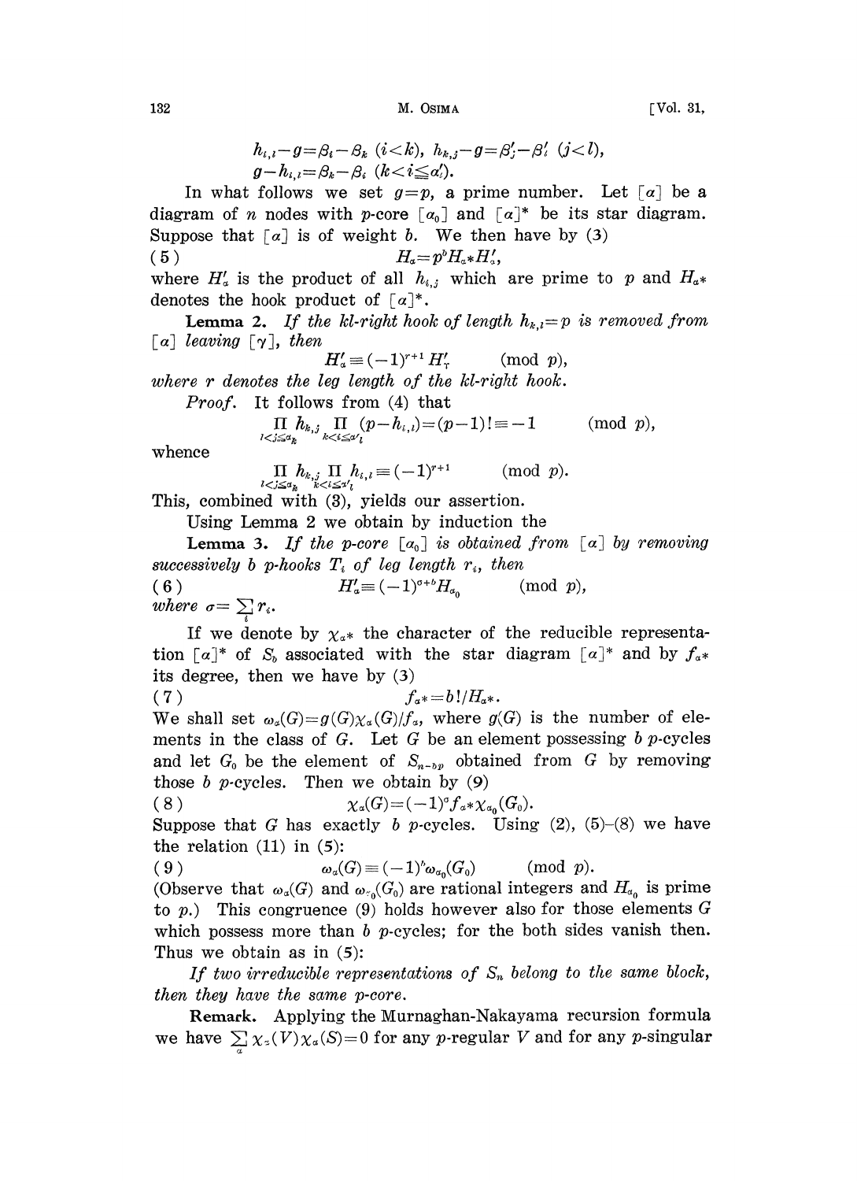$$h_{i,l}-g=\beta_i-\beta_k \ (i<k),\ h_{k,j}-g=\beta'_j-\beta'_l \ (j<l),$$
$$g-h_{i,l}=\beta_k-\beta_i \ (k<i\leqq \alpha'_l).$$

In what follows we set $g=p$, a prime number. Let $[\alpha]$ be a diagram of $n$ nodes with $p$-core $[\alpha_0]$ and $[\alpha]^*$ be its star diagram. Suppose that $[\alpha]$ is of weight $b$. We then have by (3)

$$(5) \qquad H_\alpha = p^b H_{\alpha^*} H'_\alpha,$$

where $H'_\alpha$ is the product of all $h_{i,j}$ which are prime to $p$ and $H_{\alpha^*}$ denotes the hook product of $[\alpha]^*$.

**Lemma 2.** *If the kl-right hook of length $h_{k,l}=p$ is removed from $[\alpha]$ leaving $[\gamma]$, then*

$$H'_\alpha \equiv (-1)^{r+1} H'_\gamma \qquad (\text{mod } p),$$

*where $r$ denotes the leg length of the kl-right hook.*

*Proof.* It follows from (4) that

$$\prod_{l<j\leqq\alpha_k} h_{k,j} \prod_{k<i\leqq\alpha'_l} (p-h_{i,l}) = (p-1)! \equiv -1 \qquad (\text{mod } p),$$

whence

$$\prod_{l<j\leqq\alpha_k} h_{k,j} \prod_{k<i\leqq\alpha'_l} h_{i,l} \equiv (-1)^{r+1} \qquad (\text{mod } p).$$

This, combined with (3), yields our assertion.

Using Lemma 2 we obtain by induction the

**Lemma 3.** *If the p-core $[\alpha_0]$ is obtained from $[\alpha]$ by removing successively $b$ p-hooks $T_i$ of leg length $r_i$, then*

$$(6) \qquad H'_\alpha \equiv (-1)^{\sigma+b} H_{\alpha_0} \qquad (\text{mod } p),$$

*where $\sigma=\sum_i r_i$.*

If we denote by $\chi_{\alpha^*}$ the character of the reducible representation $[\alpha]^*$ of $S_b$ associated with the star diagram $[\alpha]^*$ and by $f_{\alpha^*}$ its degree, then we have by (3)

$$(7) \qquad f_{\alpha^*} = b!/H_{\alpha^*}.$$

We shall set $\omega_\alpha(G)=g(G)\chi_\alpha(G)/f_\alpha$, where $g(G)$ is the number of elements in the class of $G$. Let $G$ be an element possessing $b$ $p$-cycles and let $G_0$ be the element of $S_{n-bp}$ obtained from $G$ by removing those $b$ $p$-cycles. Then we obtain by (9)

$$(8) \qquad \chi_\alpha(G) = (-1)^\sigma f_{\alpha^*} \chi_{\alpha_0}(G_0).$$

Suppose that $G$ has exactly $b$ $p$-cycles. Using (2), (5)–(8) we have the relation (11) in (5):

$$(9) \qquad \omega_\alpha(G) \equiv (-1)^b \omega_{\alpha_0}(G_0) \qquad (\text{mod } p).$$

(Observe that $\omega_\alpha(G)$ and $\omega_{\alpha_0}(G_0)$ are rational integers and $H_{\alpha_0}$ is prime to $p$.) This congruence (9) holds however also for those elements $G$ which possess more than $b$ $p$-cycles; for the both sides vanish then. Thus we obtain as in (5):

*If two irreducible representations of $S_n$ belong to the same block, then they have the same p-core.*

**Remark.** Applying the Murnaghan-Nakayama recursion formula we have $\sum_\alpha \chi_\alpha(V)\chi_\alpha(S)=0$ for any $p$-regular $V$ and for any $p$-singular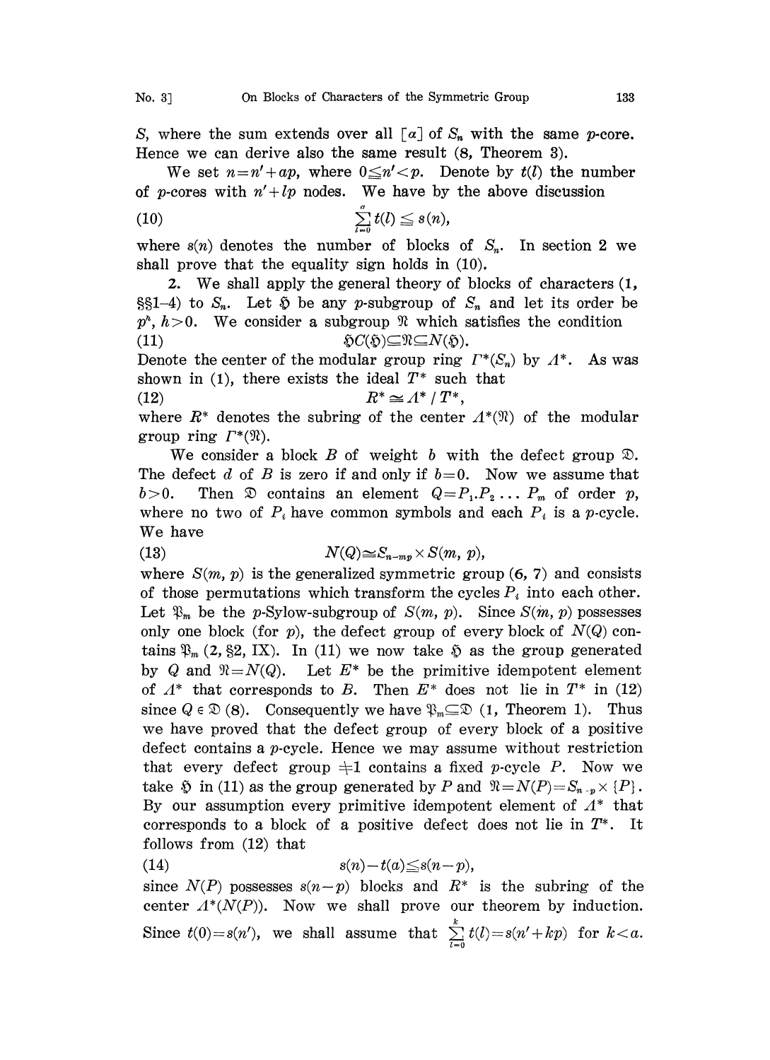$S$, where the sum extends over all $[\alpha]$ of $S_n$ with the same $p$-core. Hence we can derive also the same result (8, Theorem 3).

We set $n = n' + ap$, where $0 \leqq n' < p$. Denote by $t(l)$ the number of $p$-cores with $n' + lp$ nodes. We have by the above discussion

$$\sum_{l=0}^{a} t(l) \leqq s(n), \tag{10}$$

where $s(n)$ denotes the number of blocks of $S_n$. In section 2 we shall prove that the equality sign holds in (10).

2. We shall apply the general theory of blocks of characters (1, §§1–4) to $S_n$. Let $\mathfrak{H}$ be any $p$-subgroup of $S_n$ and let its order be $p^h$, $h > 0$. We consider a subgroup $\mathfrak{N}$ which satisfies the condition

$$\mathfrak{H}C(\mathfrak{H}) \subseteq \mathfrak{N} \subseteq N(\mathfrak{H}). \tag{11}$$

Denote the center of the modular group ring $\Gamma^*(S_n)$ by $\Lambda^*$. As was shown in (1), there exists the ideal $T^*$ such that

$$R^* \cong \Lambda^* / T^*, \tag{12}$$

where $R^*$ denotes the subring of the center $\Lambda^*(\mathfrak{N})$ of the modular group ring $\Gamma^*(\mathfrak{N})$.

We consider a block $B$ of weight $b$ with the defect group $\mathfrak{D}$. The defect $d$ of $B$ is zero if and only if $b = 0$. Now we assume that $b > 0$. Then $\mathfrak{D}$ contains an element $Q = P_1 . P_2 \ldots P_m$ of order $p$, where no two of $P_i$ have common symbols and each $P_i$ is a $p$-cycle. We have

$$N(Q) \cong S_{n-mp} \times S(m, p), \tag{13}$$

where $S(m, p)$ is the generalized symmetric group (6, 7) and consists of those permutations which transform the cycles $P_i$ into each other. Let $\mathfrak{P}_m$ be the $p$-Sylow-subgroup of $S(m, p)$. Since $S(m, p)$ possesses only one block (for $p$), the defect group of every block of $N(Q)$ contains $\mathfrak{P}_m$ (2, §2, IX). In (11) we now take $\mathfrak{H}$ as the group generated by $Q$ and $\mathfrak{N} = N(Q)$. Let $E^*$ be the primitive idempotent element of $\Lambda^*$ that corresponds to $B$. Then $E^*$ does not lie in $T^*$ in (12) since $Q \in \mathfrak{D}$ (8). Consequently we have $\mathfrak{P}_m \subseteq \mathfrak{D}$ (1, Theorem 1). Thus we have proved that the defect group of every block of a positive defect contains a $p$-cycle. Hence we may assume without restriction that every defect group $\neq 1$ contains a fixed $p$-cycle $P$. Now we take $\mathfrak{H}$ in (11) as the group generated by $P$ and $\mathfrak{N} = N(P) = S_{n-p} \times \{P\}$. By our assumption every primitive idempotent element of $\Lambda^*$ that corresponds to a block of a positive defect does not lie in $T^*$. It follows from (12) that

$$s(n) - t(a) \leqq s(n-p), \tag{14}$$

since $N(P)$ possesses $s(n-p)$ blocks and $R^*$ is the subring of the center $\Lambda^*(N(P))$. Now we shall prove our theorem by induction. Since $t(0) = s(n')$, we shall assume that $\sum_{l=0}^{k} t(l) = s(n' + kp)$ for $k < a$.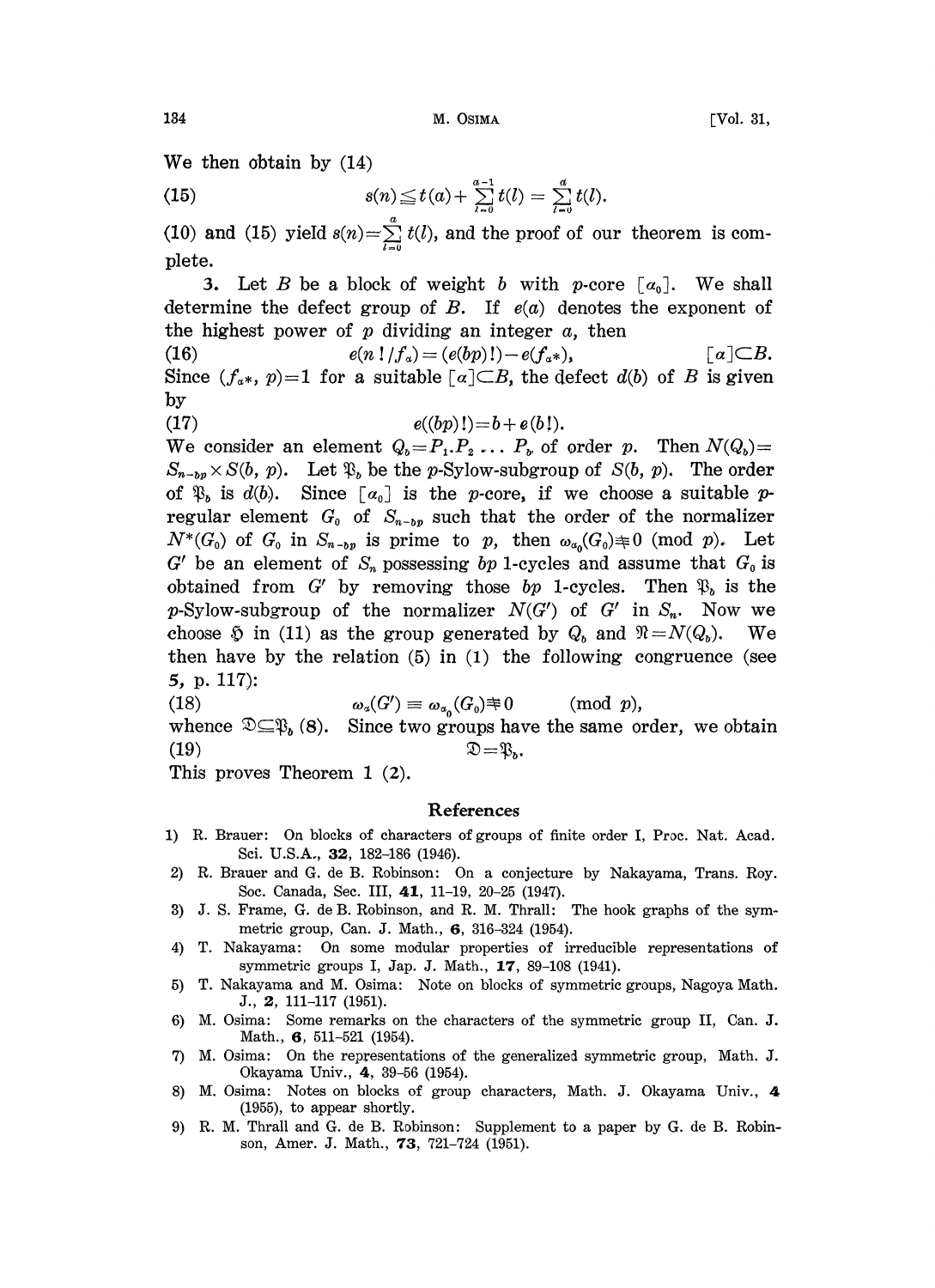We then obtain by (14)

$$s(n) \leqq t(a) + \sum_{l=0}^{a-1} t(l) = \sum_{l=0}^{a} t(l). \tag{15}$$

(10) and (15) yield $s(n) = \sum_{l=0}^{a} t(l)$, and the proof of our theorem is complete.

**3.** Let $B$ be a block of weight $b$ with $p$-core $[\alpha_0]$. We shall determine the defect group of $B$. If $e(a)$ denotes the exponent of the highest power of $p$ dividing an integer $a$, then

$$e(n\,!/f_\alpha) = (e(bp)\,!) - e(f_{\alpha^*}), \qquad [\alpha] \subset B. \tag{16}$$

Since $(f_{\alpha^*}, p) = 1$ for a suitable $[\alpha] \subset B$, the defect $d(b)$ of $B$ is given by

$$e((bp)\,!) = b + e(b\,!). \tag{17}$$

We consider an element $Q_b = P_1 . P_2 \ldots P_b$ of order $p$. Then $N(Q_b) = S_{n-bp} \times S(b, p)$. Let $\mathfrak{P}_b$ be the $p$-Sylow-subgroup of $S(b, p)$. The order of $\mathfrak{P}_b$ is $d(b)$. Since $[\alpha_0]$ is the $p$-core, if we choose a suitable $p$-regular element $G_0$ of $S_{n-bp}$ such that the order of the normalizer $N^*(G_0)$ of $G_0$ in $S_{n-bp}$ is prime to $p$, then $\omega_{\alpha_0}(G_0) \not\equiv 0 \pmod{p}$. Let $G'$ be an element of $S_n$ possessing $bp$ 1-cycles and assume that $G_0$ is obtained from $G'$ by removing those $bp$ 1-cycles. Then $\mathfrak{P}_b$ is the $p$-Sylow-subgroup of the normalizer $N(G')$ of $G'$ in $S_n$. Now we choose $\mathfrak{H}$ in (11) as the group generated by $Q_b$ and $\mathfrak{N} = N(Q_b)$. We then have by the relation (5) in (1) the following congruence (see 5, p. 117):

$$\omega_\alpha(G') \equiv \omega_{\alpha_0}(G_0) \not\equiv 0 \qquad (\text{mod } p), \tag{18}$$

whence $\mathfrak{D} \subseteq \mathfrak{P}_b$ (8). Since two groups have the same order, we obtain

$$\mathfrak{D} = \mathfrak{P}_b. \tag{19}$$

This proves Theorem 1 (2).

## References

1) R. Brauer: On blocks of characters of groups of finite order I, Proc. Nat. Acad. Sci. U.S.A., **32**, 182–186 (1946).
2) R. Brauer and G. de B. Robinson: On a conjecture by Nakayama, Trans. Roy. Soc. Canada, Sec. III, **41**, 11–19, 20–25 (1947).
3) J. S. Frame, G. de B. Robinson, and R. M. Thrall: The hook graphs of the symmetric group, Can. J. Math., **6**, 316–324 (1954).
4) T. Nakayama: On some modular properties of irreducible representations of symmetric groups I, Jap. J. Math., **17**, 89–108 (1941).
5) T. Nakayama and M. Osima: Note on blocks of symmetric groups, Nagoya Math. J., **2**, 111–117 (1951).
6) M. Osima: Some remarks on the characters of the symmetric group II, Can. J. Math., **6**, 511–521 (1954).
7) M. Osima: On the representations of the generalized symmetric group, Math. J. Okayama Univ., **4**, 39–56 (1954).
8) M. Osima: Notes on blocks of group characters, Math. J. Okayama Univ., **4** (1955), to appear shortly.
9) R. M. Thrall and G. de B. Robinson: Supplement to a paper by G. de B. Robinson, Amer. J. Math., **73**, 721–724 (1951).